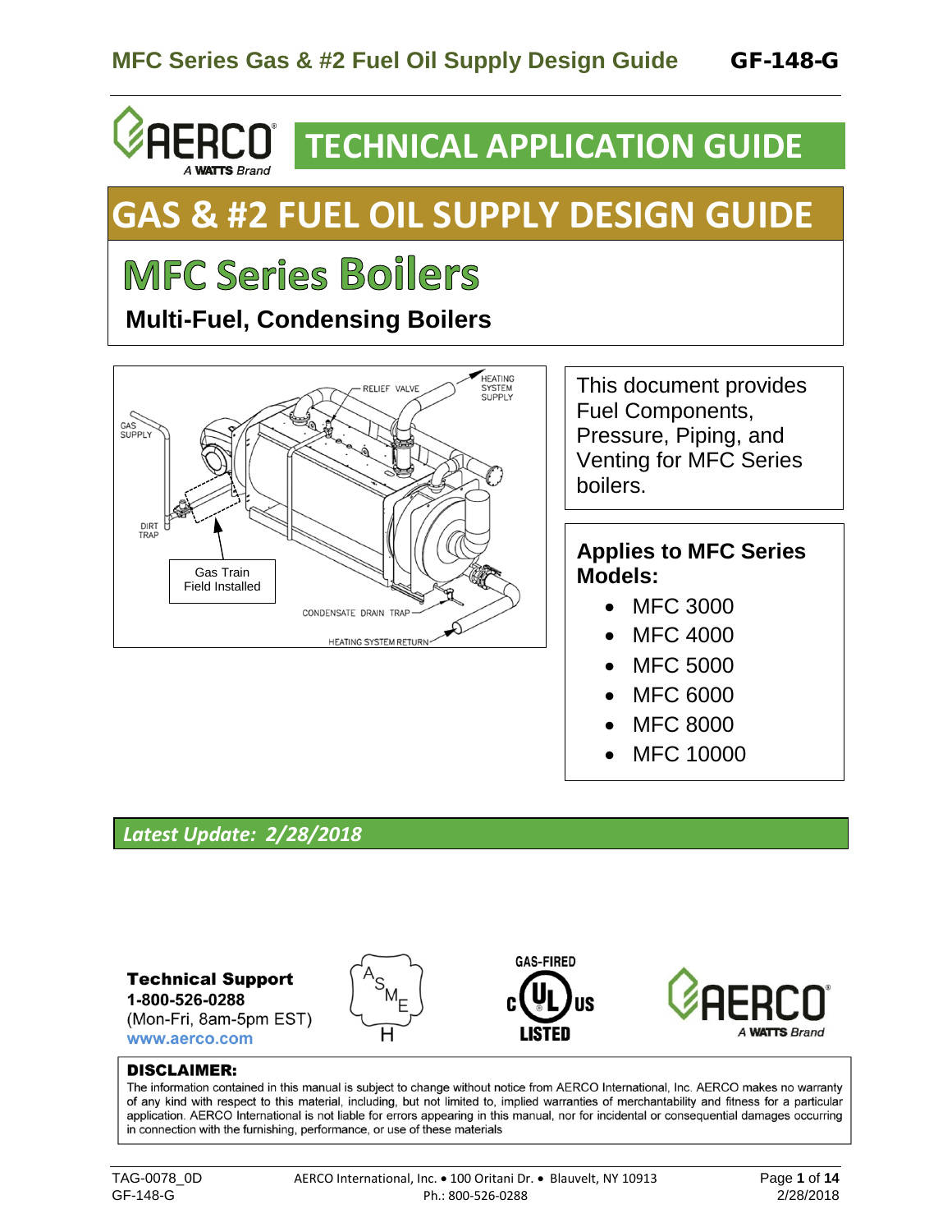# TECHNICAL APPLICATION GUIDE

# GAS & #2 FUEL OIL SUPPLY DESIGN GUIDE

## MFC Series Boilers

**Multi-Fuel, Condensing Boilers**

This document provides Fuel Components, Pressure, Piping, and Venting for MFC Series boilers.

**Applies to MFC Series Models:**

- MFC 3000
- MFC 4000
- MFC 5000
- MFC 6000
- MFC 8000
- MFC 10000

***Latest Update: 2/28/2018***

**Technical Support**
**1-800-526-0288**
(Mon-Fri, 8am-5pm EST)
www.aerco.com

**DISCLAIMER:**
The information contained in this manual is subject to change without notice from AERCO International, Inc. AERCO makes no warranty of any kind with respect to this material, including, but not limited to, implied warranties of merchantability and fitness for a particular application. AERCO International is not liable for errors appearing in this manual, nor for incidental or consequential damages occurring in connection with the furnishing, performance, or use of these materials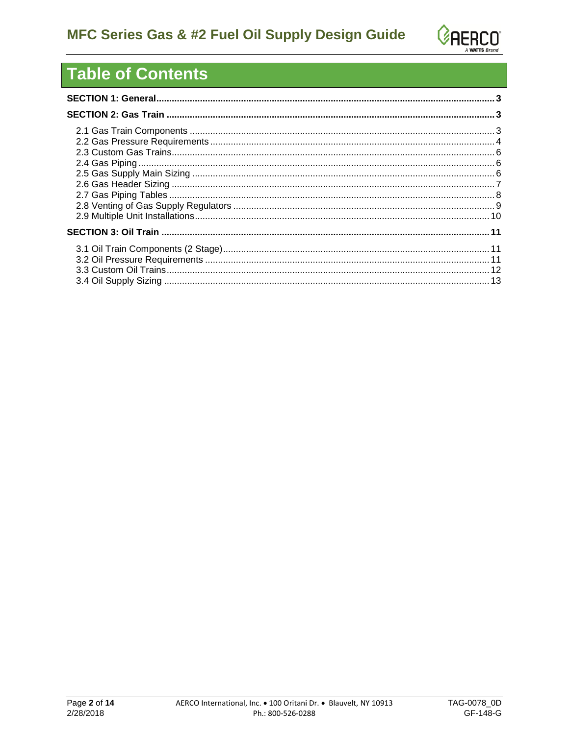# Table of Contents

**SECTION 1: General** .......... 3

**SECTION 2: Gas Train** .......... 3

- 2.1 Gas Train Components .......... 3
- 2.2 Gas Pressure Requirements .......... 4
- 2.3 Custom Gas Trains .......... 6
- 2.4 Gas Piping .......... 6
- 2.5 Gas Supply Main Sizing .......... 6
- 2.6 Gas Header Sizing .......... 7
- 2.7 Gas Piping Tables .......... 8
- 2.8 Venting of Gas Supply Regulators .......... 9
- 2.9 Multiple Unit Installations .......... 10

**SECTION 3: Oil Train** .......... 11

- 3.1 Oil Train Components (2 Stage) .......... 11
- 3.2 Oil Pressure Requirements .......... 11
- 3.3 Custom Oil Trains .......... 12
- 3.4 Oil Supply Sizing .......... 13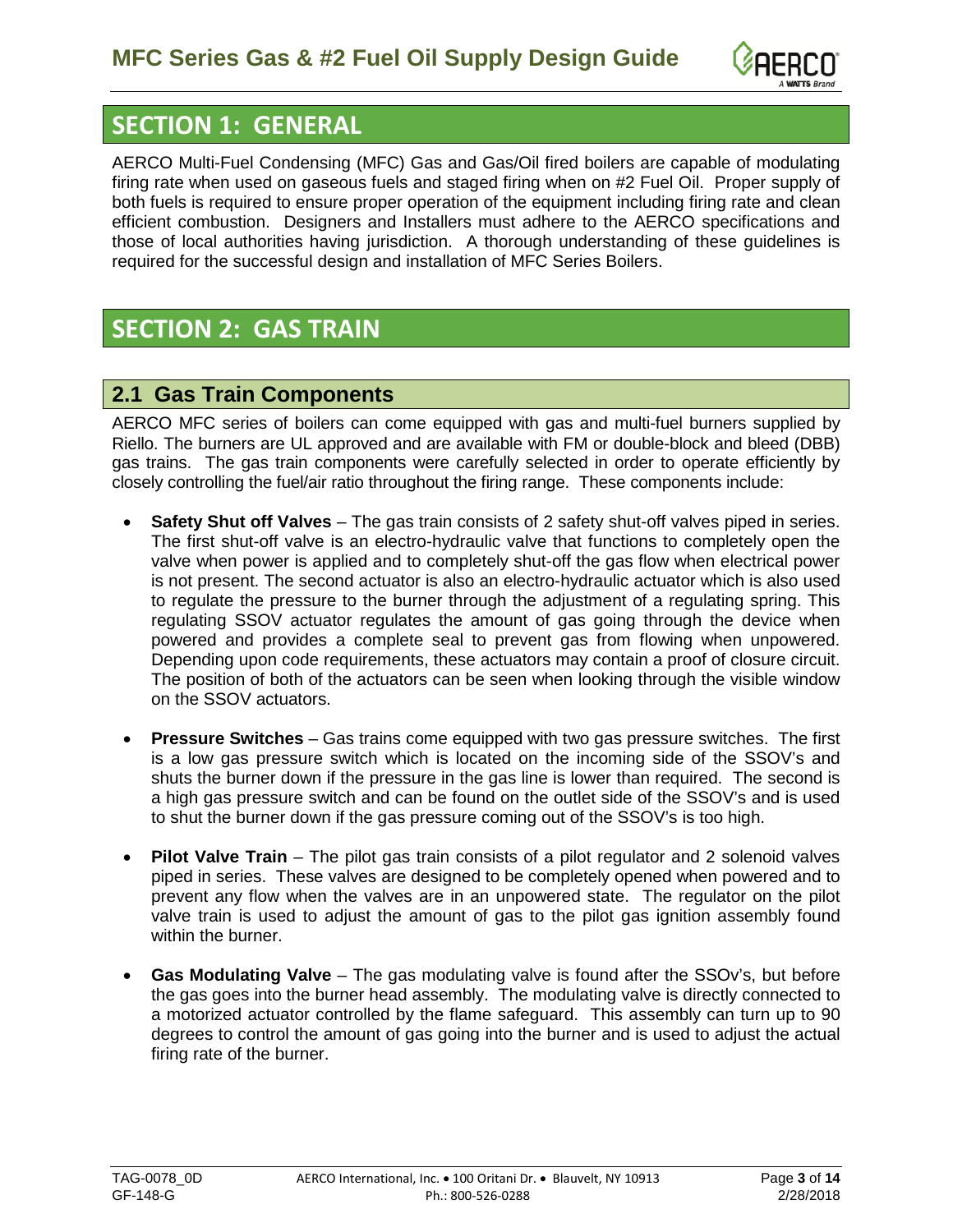# SECTION 1: GENERAL

AERCO Multi-Fuel Condensing (MFC) Gas and Gas/Oil fired boilers are capable of modulating firing rate when used on gaseous fuels and staged firing when on #2 Fuel Oil. Proper supply of both fuels is required to ensure proper operation of the equipment including firing rate and clean efficient combustion. Designers and Installers must adhere to the AERCO specifications and those of local authorities having jurisdiction. A thorough understanding of these guidelines is required for the successful design and installation of MFC Series Boilers.

# SECTION 2: GAS TRAIN

## 2.1 Gas Train Components

AERCO MFC series of boilers can come equipped with gas and multi-fuel burners supplied by Riello. The burners are UL approved and are available with FM or double-block and bleed (DBB) gas trains. The gas train components were carefully selected in order to operate efficiently by closely controlling the fuel/air ratio throughout the firing range. These components include:

- **Safety Shut off Valves** – The gas train consists of 2 safety shut-off valves piped in series. The first shut-off valve is an electro-hydraulic valve that functions to completely open the valve when power is applied and to completely shut-off the gas flow when electrical power is not present. The second actuator is also an electro-hydraulic actuator which is also used to regulate the pressure to the burner through the adjustment of a regulating spring. This regulating SSOV actuator regulates the amount of gas going through the device when powered and provides a complete seal to prevent gas from flowing when unpowered. Depending upon code requirements, these actuators may contain a proof of closure circuit. The position of both of the actuators can be seen when looking through the visible window on the SSOV actuators.

- **Pressure Switches** – Gas trains come equipped with two gas pressure switches. The first is a low gas pressure switch which is located on the incoming side of the SSOV's and shuts the burner down if the pressure in the gas line is lower than required. The second is a high gas pressure switch and can be found on the outlet side of the SSOV's and is used to shut the burner down if the gas pressure coming out of the SSOV's is too high.

- **Pilot Valve Train** – The pilot gas train consists of a pilot regulator and 2 solenoid valves piped in series. These valves are designed to be completely opened when powered and to prevent any flow when the valves are in an unpowered state. The regulator on the pilot valve train is used to adjust the amount of gas to the pilot gas ignition assembly found within the burner.

- **Gas Modulating Valve** – The gas modulating valve is found after the SSOv's, but before the gas goes into the burner head assembly. The modulating valve is directly connected to a motorized actuator controlled by the flame safeguard. This assembly can turn up to 90 degrees to control the amount of gas going into the burner and is used to adjust the actual firing rate of the burner.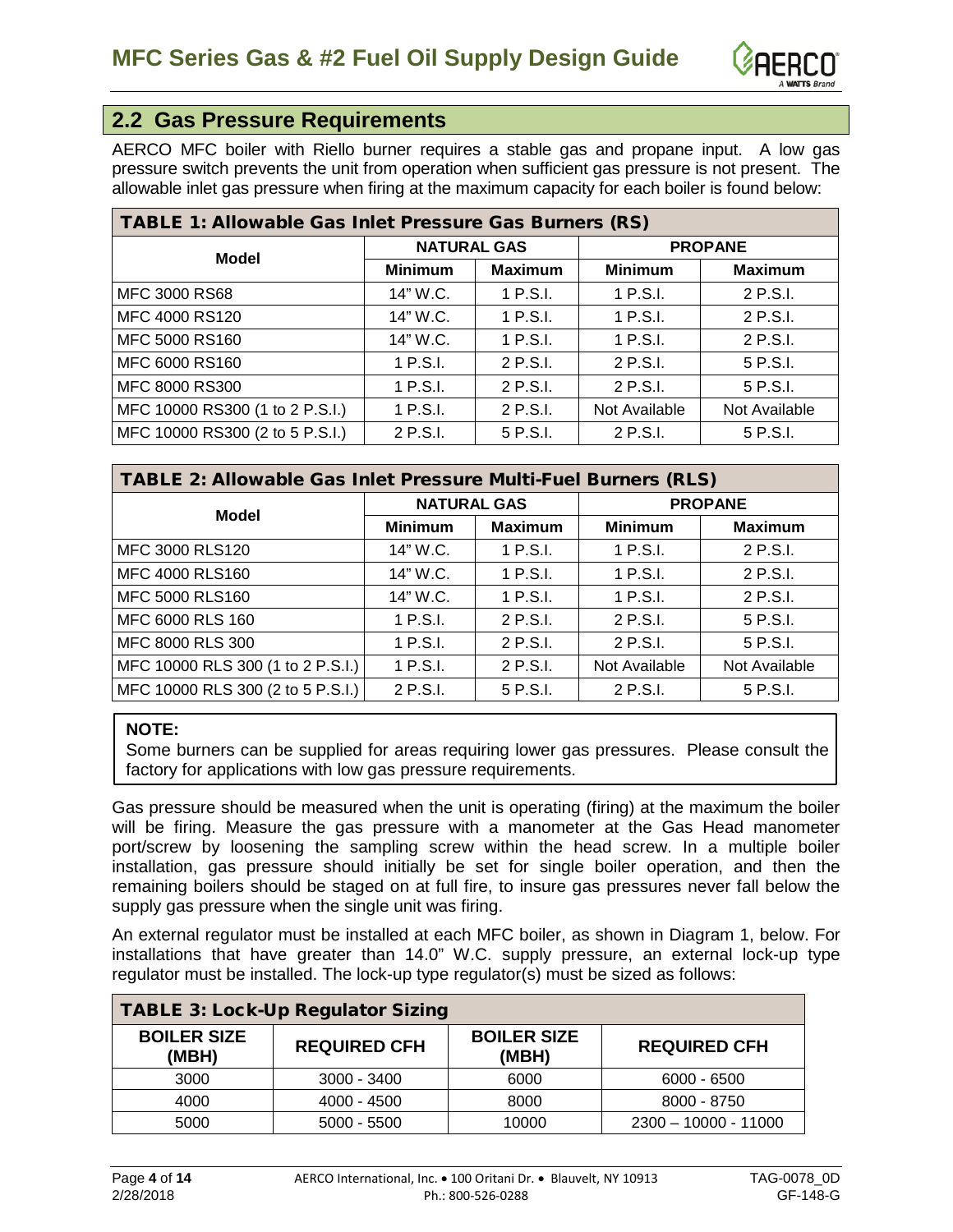## 2.2 Gas Pressure Requirements

AERCO MFC boiler with Riello burner requires a stable gas and propane input. A low gas pressure switch prevents the unit from operation when sufficient gas pressure is not present. The allowable inlet gas pressure when firing at the maximum capacity for each boiler is found below:

**TABLE 1: Allowable Gas Inlet Pressure Gas Burners (RS)**

| Model | NATURAL GAS | | PROPANE | |
|---|---|---|---|---|
| | **Minimum** | **Maximum** | **Minimum** | **Maximum** |
| MFC 3000 RS68 | 14" W.C. | 1 P.S.I. | 1 P.S.I. | 2 P.S.I. |
| MFC 4000 RS120 | 14" W.C. | 1 P.S.I. | 1 P.S.I. | 2 P.S.I. |
| MFC 5000 RS160 | 14" W.C. | 1 P.S.I. | 1 P.S.I. | 2 P.S.I. |
| MFC 6000 RS160 | 1 P.S.I. | 2 P.S.I. | 2 P.S.I. | 5 P.S.I. |
| MFC 8000 RS300 | 1 P.S.I. | 2 P.S.I. | 2 P.S.I. | 5 P.S.I. |
| MFC 10000 RS300 (1 to 2 P.S.I.) | 1 P.S.I. | 2 P.S.I. | Not Available | Not Available |
| MFC 10000 RS300 (2 to 5 P.S.I.) | 2 P.S.I. | 5 P.S.I. | 2 P.S.I. | 5 P.S.I. |

**TABLE 2: Allowable Gas Inlet Pressure Multi-Fuel Burners (RLS)**

| Model | NATURAL GAS | | PROPANE | |
|---|---|---|---|---|
| | **Minimum** | **Maximum** | **Minimum** | **Maximum** |
| MFC 3000 RLS120 | 14" W.C. | 1 P.S.I. | 1 P.S.I. | 2 P.S.I. |
| MFC 4000 RLS160 | 14" W.C. | 1 P.S.I. | 1 P.S.I. | 2 P.S.I. |
| MFC 5000 RLS160 | 14" W.C. | 1 P.S.I. | 1 P.S.I. | 2 P.S.I. |
| MFC 6000 RLS 160 | 1 P.S.I. | 2 P.S.I. | 2 P.S.I. | 5 P.S.I. |
| MFC 8000 RLS 300 | 1 P.S.I. | 2 P.S.I. | 2 P.S.I. | 5 P.S.I. |
| MFC 10000 RLS 300 (1 to 2 P.S.I.) | 1 P.S.I. | 2 P.S.I. | Not Available | Not Available |
| MFC 10000 RLS 300 (2 to 5 P.S.I.) | 2 P.S.I. | 5 P.S.I. | 2 P.S.I. | 5 P.S.I. |

**NOTE:**
Some burners can be supplied for areas requiring lower gas pressures. Please consult the factory for applications with low gas pressure requirements.

Gas pressure should be measured when the unit is operating (firing) at the maximum the boiler will be firing. Measure the gas pressure with a manometer at the Gas Head manometer port/screw by loosening the sampling screw within the head screw. In a multiple boiler installation, gas pressure should initially be set for single boiler operation, and then the remaining boilers should be staged on at full fire, to insure gas pressures never fall below the supply gas pressure when the single unit was firing.

An external regulator must be installed at each MFC boiler, as shown in Diagram 1, below. For installations that have greater than 14.0" W.C. supply pressure, an external lock-up type regulator must be installed. The lock-up type regulator(s) must be sized as follows:

**TABLE 3: Lock-Up Regulator Sizing**

| BOILER SIZE (MBH) | REQUIRED CFH | BOILER SIZE (MBH) | REQUIRED CFH |
|---|---|---|---|
| 3000 | 3000 - 3400 | 6000 | 6000 - 6500 |
| 4000 | 4000 - 4500 | 8000 | 8000 - 8750 |
| 5000 | 5000 - 5500 | 10000 | 2300 – 10000 - 11000 |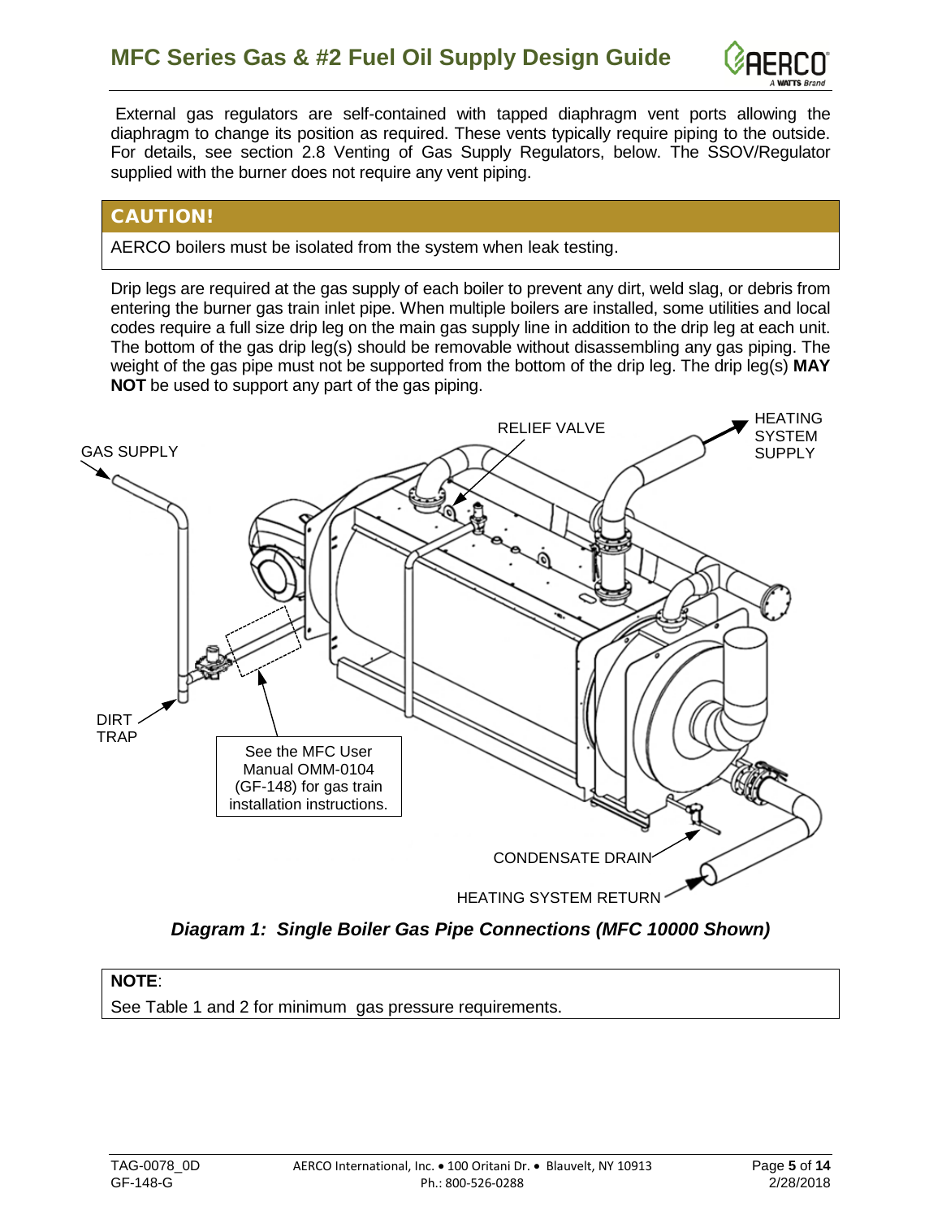External gas regulators are self-contained with tapped diaphragm vent ports allowing the diaphragm to change its position as required. These vents typically require piping to the outside. For details, see section 2.8 Venting of Gas Supply Regulators, below. The SSOV/Regulator supplied with the burner does not require any vent piping.

**CAUTION!**

AERCO boilers must be isolated from the system when leak testing.

Drip legs are required at the gas supply of each boiler to prevent any dirt, weld slag, or debris from entering the burner gas train inlet pipe. When multiple boilers are installed, some utilities and local codes require a full size drip leg on the main gas supply line in addition to the drip leg at each unit. The bottom of the gas drip leg(s) should be removable without disassembling any gas piping. The weight of the gas pipe must not be supported from the bottom of the drip leg. The drip leg(s) **MAY NOT** be used to support any part of the gas piping.

GAS SUPPLY

RELIEF VALVE

HEATING SYSTEM SUPPLY

DIRT TRAP

See the MFC User Manual OMM-0104 (GF-148) for gas train installation instructions.

CONDENSATE DRAIN

HEATING SYSTEM RETURN

***Diagram 1: Single Boiler Gas Pipe Connections (MFC 10000 Shown)***

**NOTE**:

See Table 1 and 2 for minimum gas pressure requirements.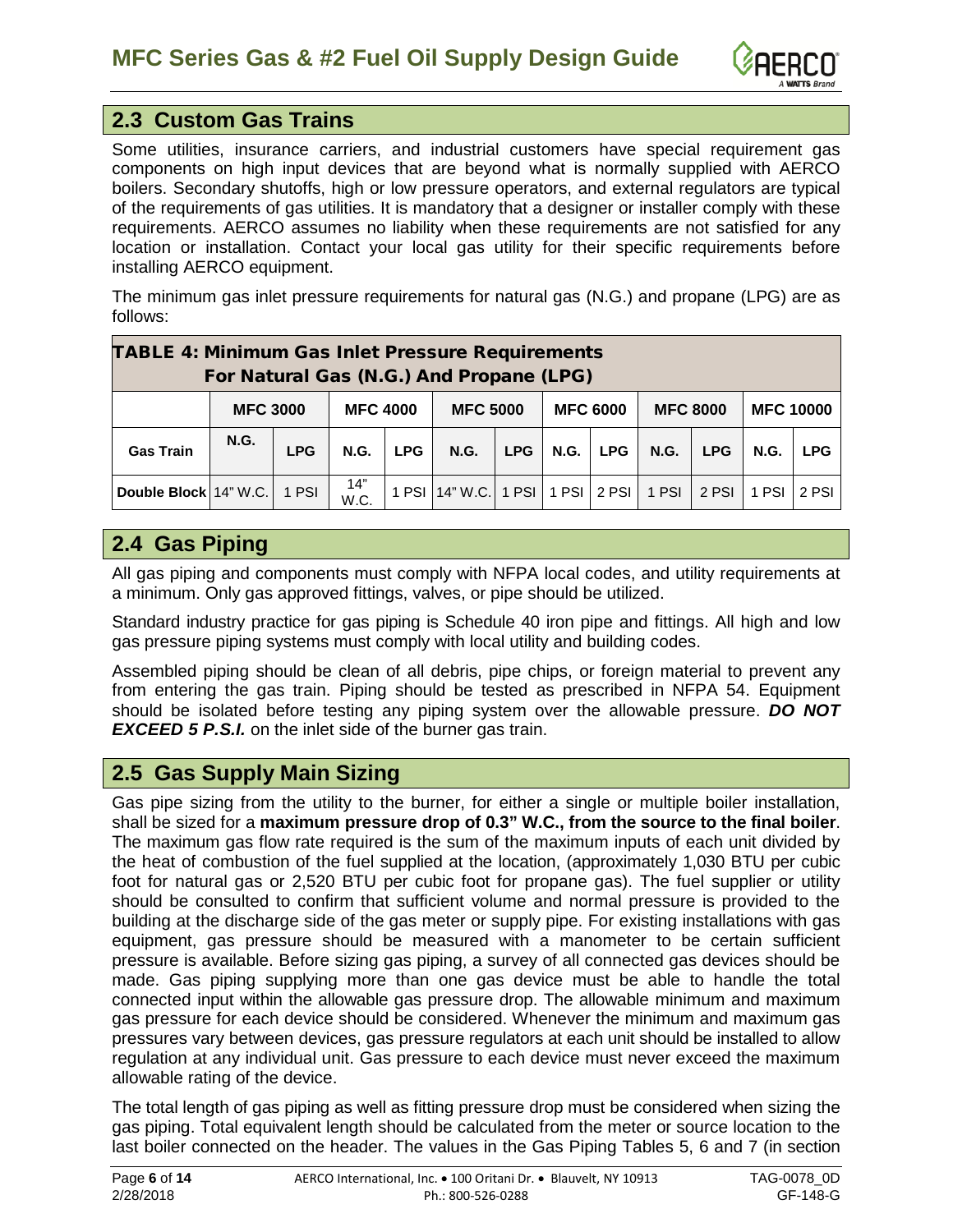## 2.3 Custom Gas Trains

Some utilities, insurance carriers, and industrial customers have special requirement gas components on high input devices that are beyond what is normally supplied with AERCO boilers. Secondary shutoffs, high or low pressure operators, and external regulators are typical of the requirements of gas utilities. It is mandatory that a designer or installer comply with these requirements. AERCO assumes no liability when these requirements are not satisfied for any location or installation. Contact your local gas utility for their specific requirements before installing AERCO equipment.

The minimum gas inlet pressure requirements for natural gas (N.G.) and propane (LPG) are as follows:

**TABLE 4: Minimum Gas Inlet Pressure Requirements For Natural Gas (N.G.) And Propane (LPG)**

| | MFC 3000 | | MFC 4000 | | MFC 5000 | | MFC 6000 | | MFC 8000 | | MFC 10000 | |
|---|---|---|---|---|---|---|---|---|---|---|---|---|
| **Gas Train** | **N.G.** | **LPG** | **N.G.** | **LPG** | **N.G.** | **LPG** | **N.G.** | **LPG** | **N.G.** | **LPG** | **N.G.** | **LPG** |
| **Double Block** | 14" W.C. | 1 PSI | 14" W.C. | 1 PSI | 14" W.C. | 1 PSI | 1 PSI | 2 PSI | 1 PSI | 2 PSI | 1 PSI | 2 PSI |

## 2.4 Gas Piping

All gas piping and components must comply with NFPA local codes, and utility requirements at a minimum. Only gas approved fittings, valves, or pipe should be utilized.

Standard industry practice for gas piping is Schedule 40 iron pipe and fittings. All high and low gas pressure piping systems must comply with local utility and building codes.

Assembled piping should be clean of all debris, pipe chips, or foreign material to prevent any from entering the gas train. Piping should be tested as prescribed in NFPA 54. Equipment should be isolated before testing any piping system over the allowable pressure. ***DO NOT EXCEED 5 P.S.I.*** on the inlet side of the burner gas train.

## 2.5 Gas Supply Main Sizing

Gas pipe sizing from the utility to the burner, for either a single or multiple boiler installation, shall be sized for a **maximum pressure drop of 0.3" W.C., from the source to the final boiler**. The maximum gas flow rate required is the sum of the maximum inputs of each unit divided by the heat of combustion of the fuel supplied at the location, (approximately 1,030 BTU per cubic foot for natural gas or 2,520 BTU per cubic foot for propane gas). The fuel supplier or utility should be consulted to confirm that sufficient volume and normal pressure is provided to the building at the discharge side of the gas meter or supply pipe. For existing installations with gas equipment, gas pressure should be measured with a manometer to be certain sufficient pressure is available. Before sizing gas piping, a survey of all connected gas devices should be made. Gas piping supplying more than one gas device must be able to handle the total connected input within the allowable gas pressure drop. The allowable minimum and maximum gas pressure for each device should be considered. Whenever the minimum and maximum gas pressures vary between devices, gas pressure regulators at each unit should be installed to allow regulation at any individual unit. Gas pressure to each device must never exceed the maximum allowable rating of the device.

The total length of gas piping as well as fitting pressure drop must be considered when sizing the gas piping. Total equivalent length should be calculated from the meter or source location to the last boiler connected on the header. The values in the Gas Piping Tables 5, 6 and 7 (in section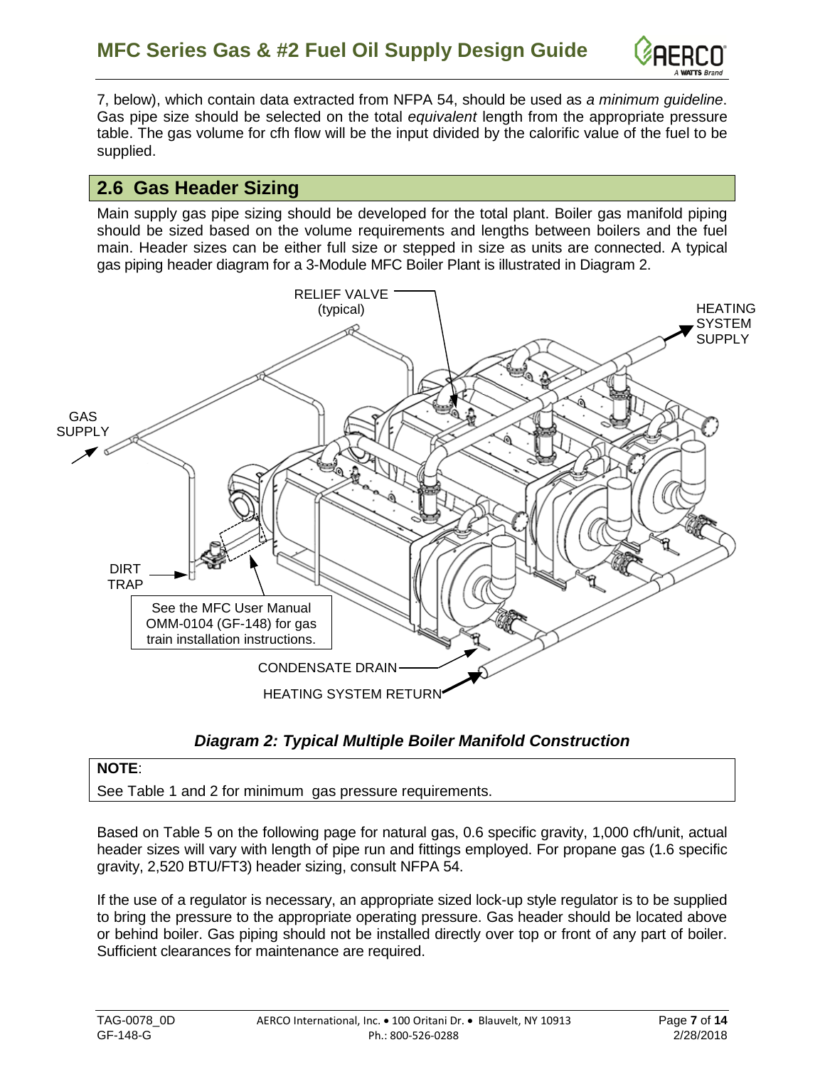7, below), which contain data extracted from NFPA 54, should be used as *a minimum guideline*. Gas pipe size should be selected on the total *equivalent* length from the appropriate pressure table. The gas volume for cfh flow will be the input divided by the calorific value of the fuel to be supplied.

## 2.6 Gas Header Sizing

Main supply gas pipe sizing should be developed for the total plant. Boiler gas manifold piping should be sized based on the volume requirements and lengths between boilers and the fuel main. Header sizes can be either full size or stepped in size as units are connected. A typical gas piping header diagram for a 3-Module MFC Boiler Plant is illustrated in Diagram 2.

RELIEF VALVE (typical)

HEATING SYSTEM SUPPLY

GAS SUPPLY

DIRT TRAP

See the MFC User Manual OMM-0104 (GF-148) for gas train installation instructions.

CONDENSATE DRAIN

HEATING SYSTEM RETURN

***Diagram 2: Typical Multiple Boiler Manifold Construction***

**NOTE**:

See Table 1 and 2 for minimum gas pressure requirements.

Based on Table 5 on the following page for natural gas, 0.6 specific gravity, 1,000 cfh/unit, actual header sizes will vary with length of pipe run and fittings employed. For propane gas (1.6 specific gravity, 2,520 BTU/FT3) header sizing, consult NFPA 54.

If the use of a regulator is necessary, an appropriate sized lock-up style regulator is to be supplied to bring the pressure to the appropriate operating pressure. Gas header should be located above or behind boiler. Gas piping should not be installed directly over top or front of any part of boiler. Sufficient clearances for maintenance are required.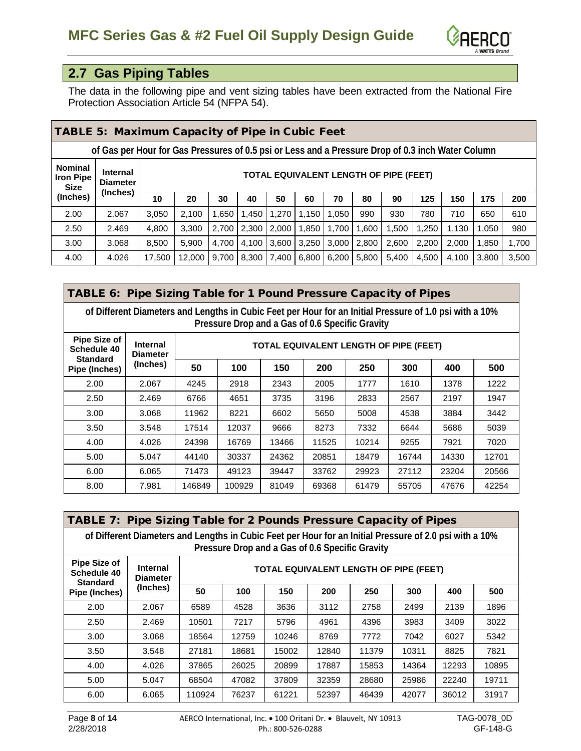## 2.7 Gas Piping Tables

The data in the following pipe and vent sizing tables have been extracted from the National Fire Protection Association Article 54 (NFPA 54).

**TABLE 5: Maximum Capacity of Pipe in Cubic Feet**

**of Gas per Hour for Gas Pressures of 0.5 psi or Less and a Pressure Drop of 0.3 inch Water Column**

| Nominal Iron Pipe Size (Inches) | Internal Diameter (Inches) | TOTAL EQUIVALENT LENGTH OF PIPE (FEET) | | | | | | | | | | | | |
|---|---|---|---|---|---|---|---|---|---|---|---|---|---|---|
| | | 10 | 20 | 30 | 40 | 50 | 60 | 70 | 80 | 90 | 125 | 150 | 175 | 200 |
| 2.00 | 2.067 | 3,050 | 2,100 | 1,650 | 1,450 | 1,270 | 1,150 | 1,050 | 990 | 930 | 780 | 710 | 650 | 610 |
| 2.50 | 2.469 | 4,800 | 3,300 | 2,700 | 2,300 | 2,000 | 1,850 | 1,700 | 1,600 | 1,500 | 1,250 | 1,130 | 1,050 | 980 |
| 3.00 | 3.068 | 8,500 | 5,900 | 4,700 | 4,100 | 3,600 | 3,250 | 3,000 | 2,800 | 2,600 | 2,200 | 2,000 | 1,850 | 1,700 |
| 4.00 | 4.026 | 17,500 | 12,000 | 9,700 | 8,300 | 7,400 | 6,800 | 6,200 | 5,800 | 5,400 | 4,500 | 4,100 | 3,800 | 3,500 |

**TABLE 6: Pipe Sizing Table for 1 Pound Pressure Capacity of Pipes**

**of Different Diameters and Lengths in Cubic Feet per Hour for an Initial Pressure of 1.0 psi with a 10% Pressure Drop and a Gas of 0.6 Specific Gravity**

| Pipe Size of Schedule 40 Standard Pipe (Inches) | Internal Diameter (Inches) | TOTAL EQUIVALENT LENGTH OF PIPE (FEET) | | | | | | | |
|---|---|---|---|---|---|---|---|---|---|
| | | 50 | 100 | 150 | 200 | 250 | 300 | 400 | 500 |
| 2.00 | 2.067 | 4245 | 2918 | 2343 | 2005 | 1777 | 1610 | 1378 | 1222 |
| 2.50 | 2.469 | 6766 | 4651 | 3735 | 3196 | 2833 | 2567 | 2197 | 1947 |
| 3.00 | 3.068 | 11962 | 8221 | 6602 | 5650 | 5008 | 4538 | 3884 | 3442 |
| 3.50 | 3.548 | 17514 | 12037 | 9666 | 8273 | 7332 | 6644 | 5686 | 5039 |
| 4.00 | 4.026 | 24398 | 16769 | 13466 | 11525 | 10214 | 9255 | 7921 | 7020 |
| 5.00 | 5.047 | 44140 | 30337 | 24362 | 20851 | 18479 | 16744 | 14330 | 12701 |
| 6.00 | 6.065 | 71473 | 49123 | 39447 | 33762 | 29923 | 27112 | 23204 | 20566 |
| 8.00 | 7.981 | 146849 | 100929 | 81049 | 69368 | 61479 | 55705 | 47676 | 42254 |

**TABLE 7: Pipe Sizing Table for 2 Pounds Pressure Capacity of Pipes**

**of Different Diameters and Lengths in Cubic Feet per Hour for an Initial Pressure of 2.0 psi with a 10% Pressure Drop and a Gas of 0.6 Specific Gravity**

| Pipe Size of Schedule 40 Standard Pipe (Inches) | Internal Diameter (Inches) | TOTAL EQUIVALENT LENGTH OF PIPE (FEET) | | | | | | | |
|---|---|---|---|---|---|---|---|---|---|
| | | 50 | 100 | 150 | 200 | 250 | 300 | 400 | 500 |
| 2.00 | 2.067 | 6589 | 4528 | 3636 | 3112 | 2758 | 2499 | 2139 | 1896 |
| 2.50 | 2.469 | 10501 | 7217 | 5796 | 4961 | 4396 | 3983 | 3409 | 3022 |
| 3.00 | 3.068 | 18564 | 12759 | 10246 | 8769 | 7772 | 7042 | 6027 | 5342 |
| 3.50 | 3.548 | 27181 | 18681 | 15002 | 12840 | 11379 | 10311 | 8825 | 7821 |
| 4.00 | 4.026 | 37865 | 26025 | 20899 | 17887 | 15853 | 14364 | 12293 | 10895 |
| 5.00 | 5.047 | 68504 | 47082 | 37809 | 32359 | 28680 | 25986 | 22240 | 19711 |
| 6.00 | 6.065 | 110924 | 76237 | 61221 | 52397 | 46439 | 42077 | 36012 | 31917 |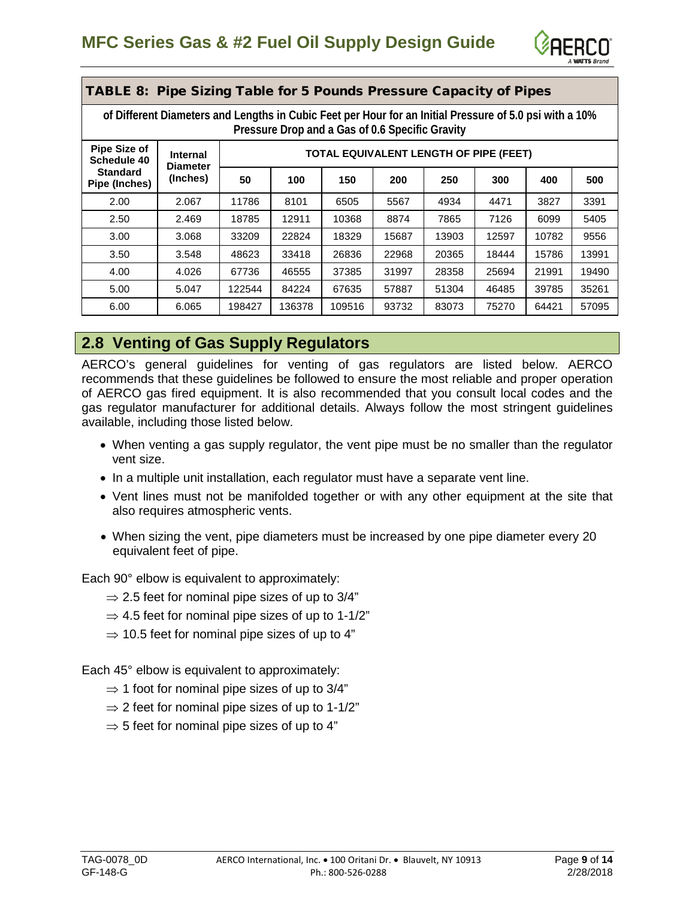### TABLE 8: Pipe Sizing Table for 5 Pounds Pressure Capacity of Pipes

**of Different Diameters and Lengths in Cubic Feet per Hour for an Initial Pressure of 5.0 psi with a 10% Pressure Drop and a Gas of 0.6 Specific Gravity**

| Pipe Size of Schedule 40 Standard Pipe (Inches) | Internal Diameter (Inches) | TOTAL EQUIVALENT LENGTH OF PIPE (FEET) | | | | | | | |
|---|---|---|---|---|---|---|---|---|---|
| | | 50 | 100 | 150 | 200 | 250 | 300 | 400 | 500 |
| 2.00 | 2.067 | 11786 | 8101 | 6505 | 5567 | 4934 | 4471 | 3827 | 3391 |
| 2.50 | 2.469 | 18785 | 12911 | 10368 | 8874 | 7865 | 7126 | 6099 | 5405 |
| 3.00 | 3.068 | 33209 | 22824 | 18329 | 15687 | 13903 | 12597 | 10782 | 9556 |
| 3.50 | 3.548 | 48623 | 33418 | 26836 | 22968 | 20365 | 18444 | 15786 | 13991 |
| 4.00 | 4.026 | 67736 | 46555 | 37385 | 31997 | 28358 | 25694 | 21991 | 19490 |
| 5.00 | 5.047 | 122544 | 84224 | 67635 | 57887 | 51304 | 46485 | 39785 | 35261 |
| 6.00 | 6.065 | 198427 | 136378 | 109516 | 93732 | 83073 | 75270 | 64421 | 57095 |

## 2.8 Venting of Gas Supply Regulators

AERCO's general guidelines for venting of gas regulators are listed below. AERCO recommends that these guidelines be followed to ensure the most reliable and proper operation of AERCO gas fired equipment. It is also recommended that you consult local codes and the gas regulator manufacturer for additional details. Always follow the most stringent guidelines available, including those listed below.

- When venting a gas supply regulator, the vent pipe must be no smaller than the regulator vent size.
- In a multiple unit installation, each regulator must have a separate vent line.
- Vent lines must not be manifolded together or with any other equipment at the site that also requires atmospheric vents.
- When sizing the vent, pipe diameters must be increased by one pipe diameter every 20 equivalent feet of pipe.

Each 90° elbow is equivalent to approximately:

- ⇒ 2.5 feet for nominal pipe sizes of up to 3/4"
- ⇒ 4.5 feet for nominal pipe sizes of up to 1-1/2"
- ⇒ 10.5 feet for nominal pipe sizes of up to 4"

Each 45° elbow is equivalent to approximately:

- ⇒ 1 foot for nominal pipe sizes of up to 3/4"
- ⇒ 2 feet for nominal pipe sizes of up to 1-1/2"
- ⇒ 5 feet for nominal pipe sizes of up to 4"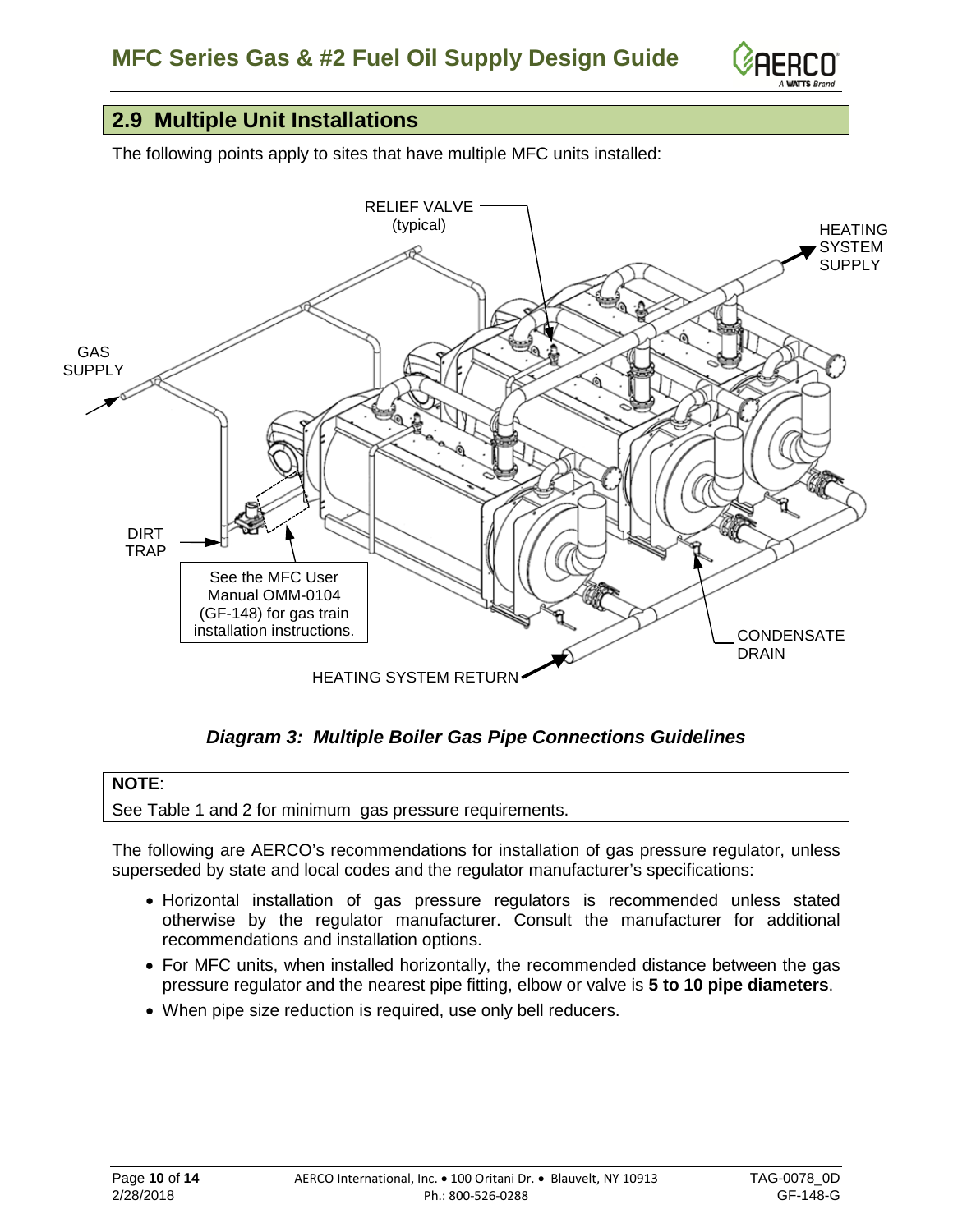## 2.9 Multiple Unit Installations

The following points apply to sites that have multiple MFC units installed:

RELIEF VALVE (typical)

HEATING SYSTEM SUPPLY

GAS SUPPLY

DIRT TRAP

See the MFC User Manual OMM-0104 (GF-148) for gas train installation instructions.

CONDENSATE DRAIN

HEATING SYSTEM RETURN

***Diagram 3: Multiple Boiler Gas Pipe Connections Guidelines***

> **NOTE**:
> See Table 1 and 2 for minimum gas pressure requirements.

The following are AERCO's recommendations for installation of gas pressure regulator, unless superseded by state and local codes and the regulator manufacturer's specifications:

- Horizontal installation of gas pressure regulators is recommended unless stated otherwise by the regulator manufacturer. Consult the manufacturer for additional recommendations and installation options.
- For MFC units, when installed horizontally, the recommended distance between the gas pressure regulator and the nearest pipe fitting, elbow or valve is **5 to 10 pipe diameters**.
- When pipe size reduction is required, use only bell reducers.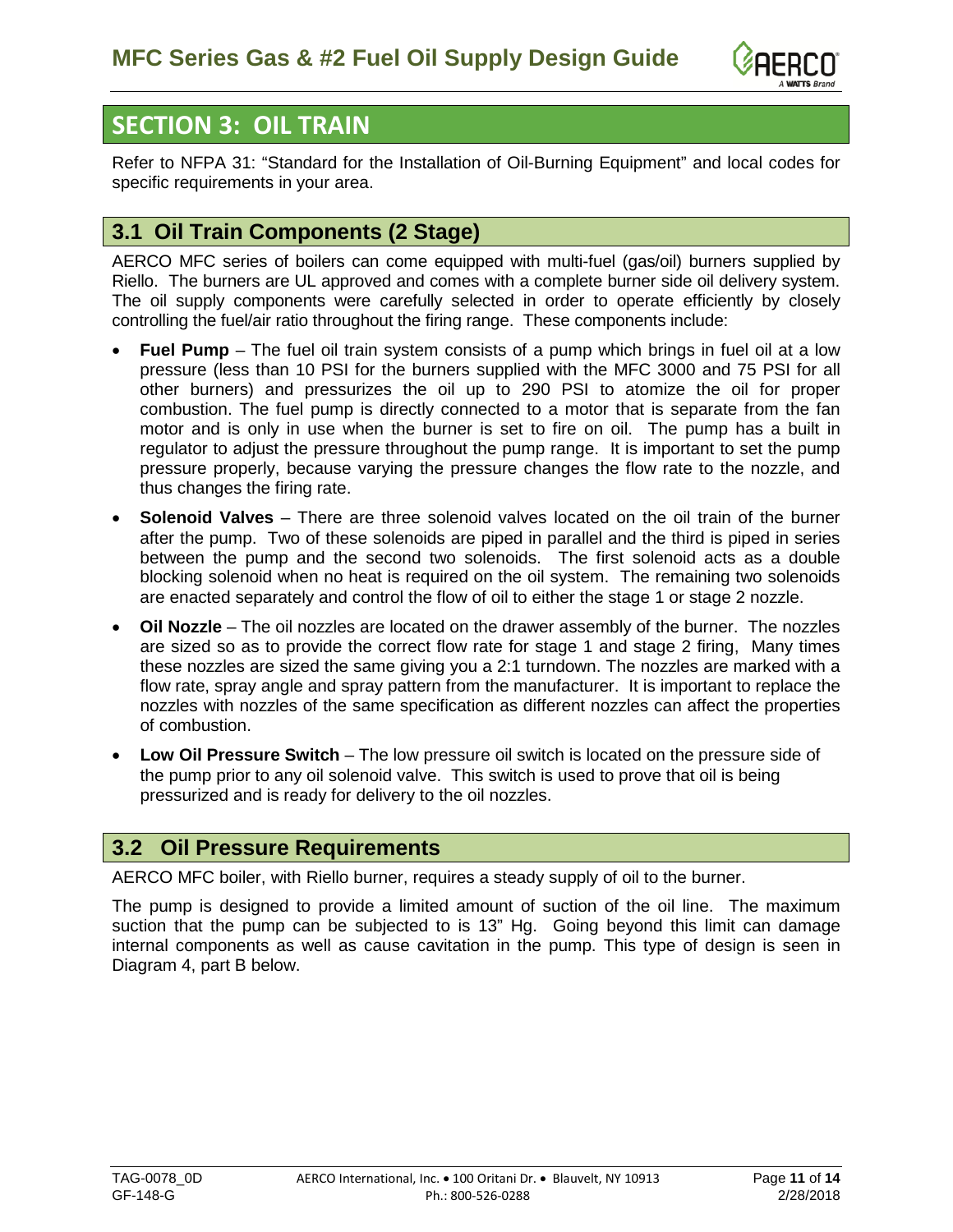# SECTION 3: OIL TRAIN

Refer to NFPA 31: "Standard for the Installation of Oil-Burning Equipment" and local codes for specific requirements in your area.

## 3.1 Oil Train Components (2 Stage)

AERCO MFC series of boilers can come equipped with multi-fuel (gas/oil) burners supplied by Riello. The burners are UL approved and comes with a complete burner side oil delivery system. The oil supply components were carefully selected in order to operate efficiently by closely controlling the fuel/air ratio throughout the firing range. These components include:

- **Fuel Pump** – The fuel oil train system consists of a pump which brings in fuel oil at a low pressure (less than 10 PSI for the burners supplied with the MFC 3000 and 75 PSI for all other burners) and pressurizes the oil up to 290 PSI to atomize the oil for proper combustion. The fuel pump is directly connected to a motor that is separate from the fan motor and is only in use when the burner is set to fire on oil. The pump has a built in regulator to adjust the pressure throughout the pump range. It is important to set the pump pressure properly, because varying the pressure changes the flow rate to the nozzle, and thus changes the firing rate.
- **Solenoid Valves** – There are three solenoid valves located on the oil train of the burner after the pump. Two of these solenoids are piped in parallel and the third is piped in series between the pump and the second two solenoids. The first solenoid acts as a double blocking solenoid when no heat is required on the oil system. The remaining two solenoids are enacted separately and control the flow of oil to either the stage 1 or stage 2 nozzle.
- **Oil Nozzle** – The oil nozzles are located on the drawer assembly of the burner. The nozzles are sized so as to provide the correct flow rate for stage 1 and stage 2 firing, Many times these nozzles are sized the same giving you a 2:1 turndown. The nozzles are marked with a flow rate, spray angle and spray pattern from the manufacturer. It is important to replace the nozzles with nozzles of the same specification as different nozzles can affect the properties of combustion.
- **Low Oil Pressure Switch** – The low pressure oil switch is located on the pressure side of the pump prior to any oil solenoid valve. This switch is used to prove that oil is being pressurized and is ready for delivery to the oil nozzles.

## 3.2 Oil Pressure Requirements

AERCO MFC boiler, with Riello burner, requires a steady supply of oil to the burner.

The pump is designed to provide a limited amount of suction of the oil line. The maximum suction that the pump can be subjected to is 13" Hg. Going beyond this limit can damage internal components as well as cause cavitation in the pump. This type of design is seen in Diagram 4, part B below.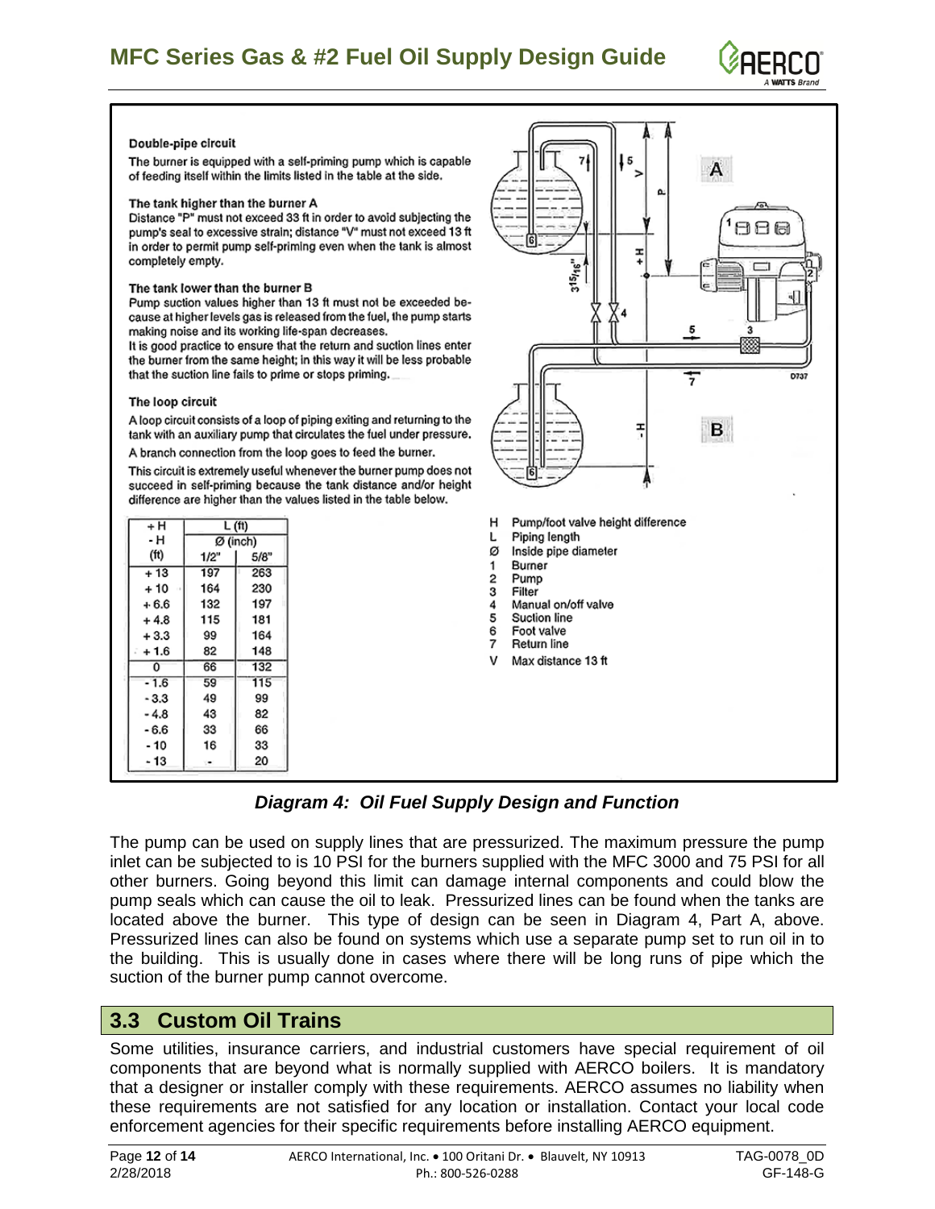**Double-pipe circuit**

The burner is equipped with a self-priming pump which is capable of feeding itself within the limits listed in the table at the side.

**The tank higher than the burner A**

Distance "P" must not exceed 33 ft in order to avoid subjecting the pump's seal to excessive strain; distance "V" must not exceed 13 ft in order to permit pump self-priming even when the tank is almost completely empty.

**The tank lower than the burner B**

Pump suction values higher than 13 ft must not be exceeded because at higher levels gas is released from the fuel, the pump starts making noise and its working life-span decreases.

It is good practice to ensure that the return and suction lines enter the burner from the same height; in this way it will be less probable that the suction line fails to prime or stops priming.

**The loop circuit**

A loop circuit consists of a loop of piping exiting and returning to the tank with an auxiliary pump that circulates the fuel under pressure.

A branch connection from the loop goes to feed the burner.

This circuit is extremely useful whenever the burner pump does not succeed in self-priming because the tank distance and/or height difference are higher than the values listed in the table below.

| +H<br>-H<br>(ft) | L (ft) | |
|---|---|---|
| | Ø (inch) | |
| | 1/2" | 5/8" |
| + 13 | 197 | 263 |
| + 10 | 164 | 230 |
| + 6.6 | 132 | 197 |
| + 4.8 | 115 | 181 |
| + 3.3 | 99 | 164 |
| + 1.6 | 82 | 148 |
| 0 | 66 | 132 |
| - 1.6 | 59 | 115 |
| - 3.3 | 49 | 99 |
| - 4.8 | 43 | 82 |
| - 6.6 | 33 | 66 |
| - 10 | 16 | 33 |
| - 13 | - | 20 |

H Pump/foot valve height difference
L Piping length
Ø Inside pipe diameter
1 Burner
2 Pump
3 Filter
4 Manual on/off valve
5 Suction line
6 Foot valve
7 Return line
V Max distance 13 ft

***Diagram 4: Oil Fuel Supply Design and Function***

The pump can be used on supply lines that are pressurized. The maximum pressure the pump inlet can be subjected to is 10 PSI for the burners supplied with the MFC 3000 and 75 PSI for all other burners. Going beyond this limit can damage internal components and could blow the pump seals which can cause the oil to leak. Pressurized lines can be found when the tanks are located above the burner. This type of design can be seen in Diagram 4, Part A, above. Pressurized lines can also be found on systems which use a separate pump set to run oil in to the building. This is usually done in cases where there will be long runs of pipe which the suction of the burner pump cannot overcome.

## 3.3 Custom Oil Trains

Some utilities, insurance carriers, and industrial customers have special requirement of oil components that are beyond what is normally supplied with AERCO boilers. It is mandatory that a designer or installer comply with these requirements. AERCO assumes no liability when these requirements are not satisfied for any location or installation. Contact your local code enforcement agencies for their specific requirements before installing AERCO equipment.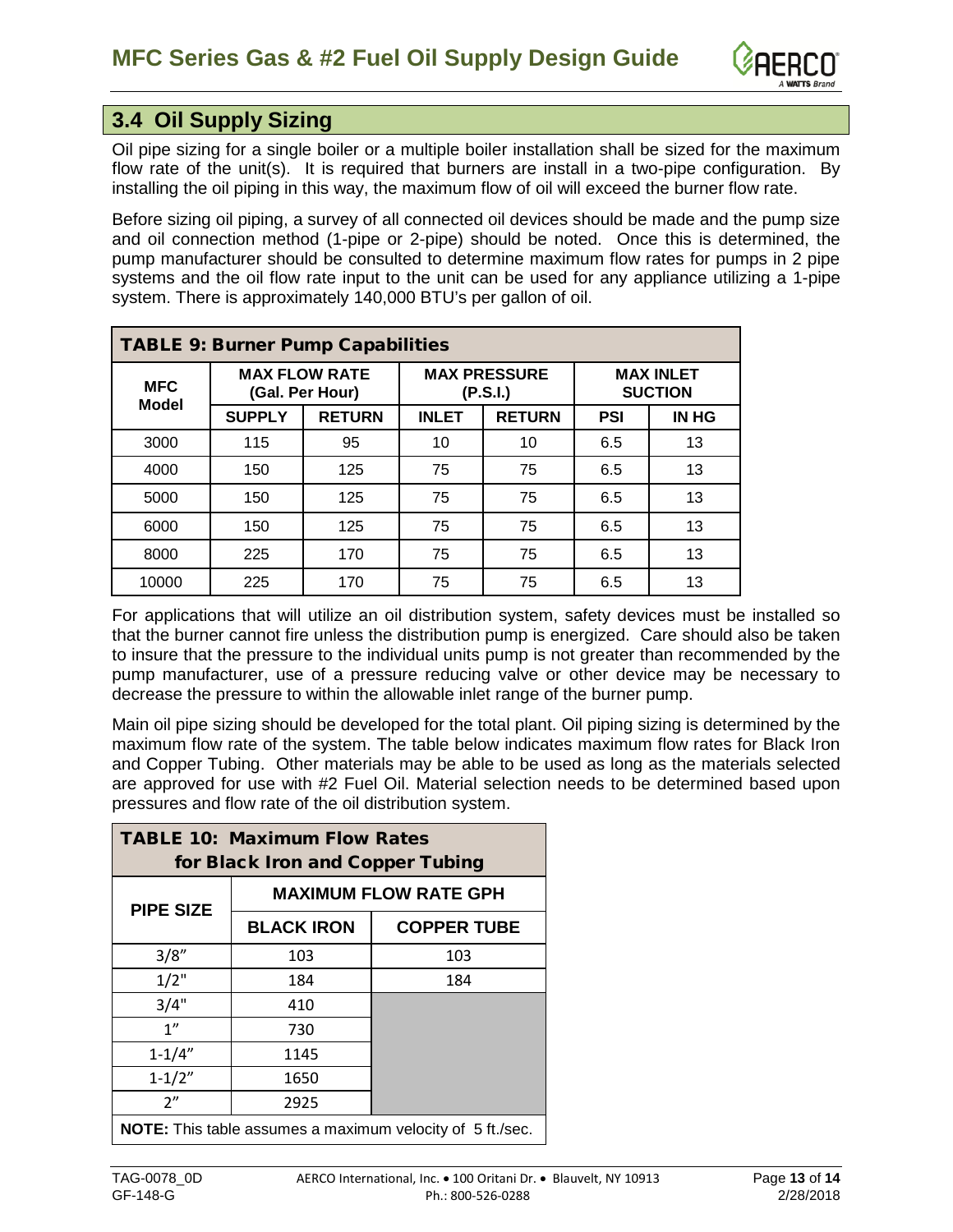## 3.4 Oil Supply Sizing

Oil pipe sizing for a single boiler or a multiple boiler installation shall be sized for the maximum flow rate of the unit(s). It is required that burners are install in a two-pipe configuration. By installing the oil piping in this way, the maximum flow of oil will exceed the burner flow rate.

Before sizing oil piping, a survey of all connected oil devices should be made and the pump size and oil connection method (1-pipe or 2-pipe) should be noted. Once this is determined, the pump manufacturer should be consulted to determine maximum flow rates for pumps in 2 pipe systems and the oil flow rate input to the unit can be used for any appliance utilizing a 1-pipe system. There is approximately 140,000 BTU's per gallon of oil.

**TABLE 9: Burner Pump Capabilities**

| MFC Model | MAX FLOW RATE (Gal. Per Hour) | | MAX PRESSURE (P.S.I.) | | MAX INLET SUCTION | |
|---|---|---|---|---|---|---|
| | SUPPLY | RETURN | INLET | RETURN | PSI | IN HG |
| 3000 | 115 | 95 | 10 | 10 | 6.5 | 13 |
| 4000 | 150 | 125 | 75 | 75 | 6.5 | 13 |
| 5000 | 150 | 125 | 75 | 75 | 6.5 | 13 |
| 6000 | 150 | 125 | 75 | 75 | 6.5 | 13 |
| 8000 | 225 | 170 | 75 | 75 | 6.5 | 13 |
| 10000 | 225 | 170 | 75 | 75 | 6.5 | 13 |

For applications that will utilize an oil distribution system, safety devices must be installed so that the burner cannot fire unless the distribution pump is energized. Care should also be taken to insure that the pressure to the individual units pump is not greater than recommended by the pump manufacturer, use of a pressure reducing valve or other device may be necessary to decrease the pressure to within the allowable inlet range of the burner pump.

Main oil pipe sizing should be developed for the total plant. Oil piping sizing is determined by the maximum flow rate of the system. The table below indicates maximum flow rates for Black Iron and Copper Tubing. Other materials may be able to be used as long as the materials selected are approved for use with #2 Fuel Oil. Material selection needs to be determined based upon pressures and flow rate of the oil distribution system.

**TABLE 10: Maximum Flow Rates for Black Iron and Copper Tubing**

| PIPE SIZE | MAXIMUM FLOW RATE GPH | |
|---|---|---|
| | BLACK IRON | COPPER TUBE |
| 3/8" | 103 | 103 |
| 1/2" | 184 | 184 |
| 3/4" | 410 | |
| 1" | 730 | |
| 1-1/4" | 1145 | |
| 1-1/2" | 1650 | |
| 2" | 2925 | |

**NOTE:** This table assumes a maximum velocity of 5 ft./sec.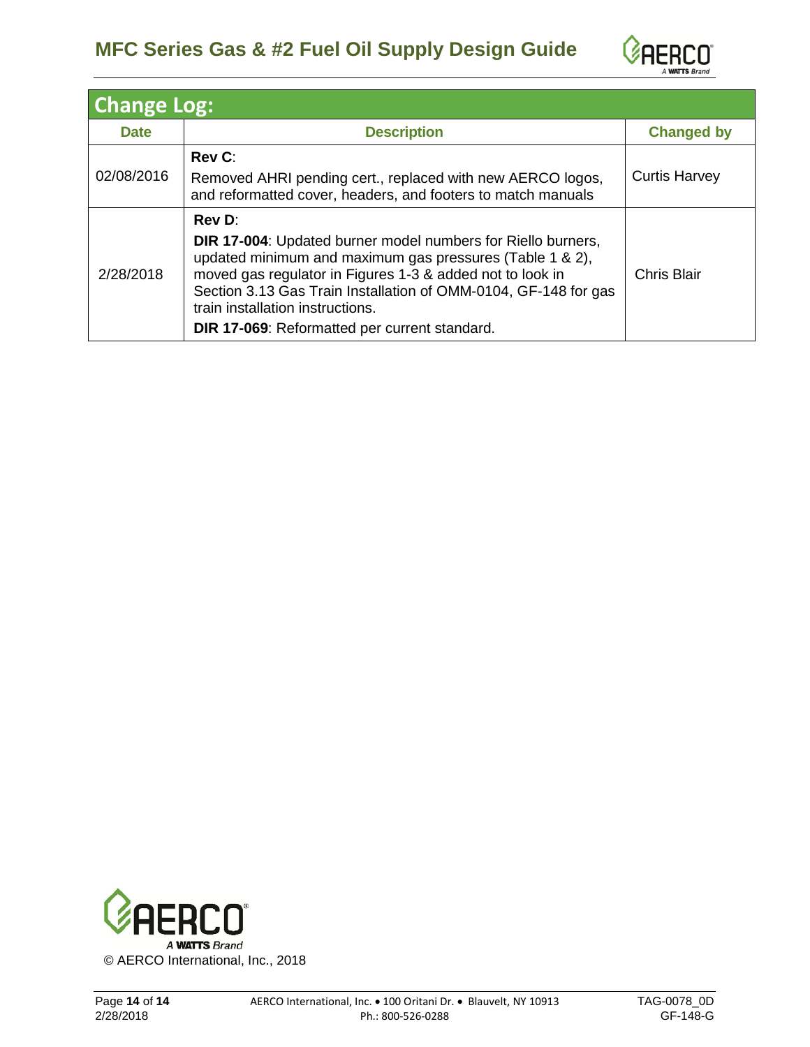## Change Log:

| Date | Description | Changed by |
|---|---|---|
| 02/08/2016 | **Rev C**:<br>Removed AHRI pending cert., replaced with new AERCO logos, and reformatted cover, headers, and footers to match manuals | Curtis Harvey |
| 2/28/2018 | **Rev D**:<br>**DIR 17-004**: Updated burner model numbers for Riello burners, updated minimum and maximum gas pressures (Table 1 & 2), moved gas regulator in Figures 1-3 & added not to look in Section 3.13 Gas Train Installation of OMM-0104, GF-148 for gas train installation instructions.<br>**DIR 17-069**: Reformatted per current standard. | Chris Blair |

© AERCO International, Inc., 2018

AERCO International, Inc. • 100 Oritani Dr. • Blauvelt, NY 10913
Ph.: 800-526-0288

TAG-0078_0D
GF-148-G